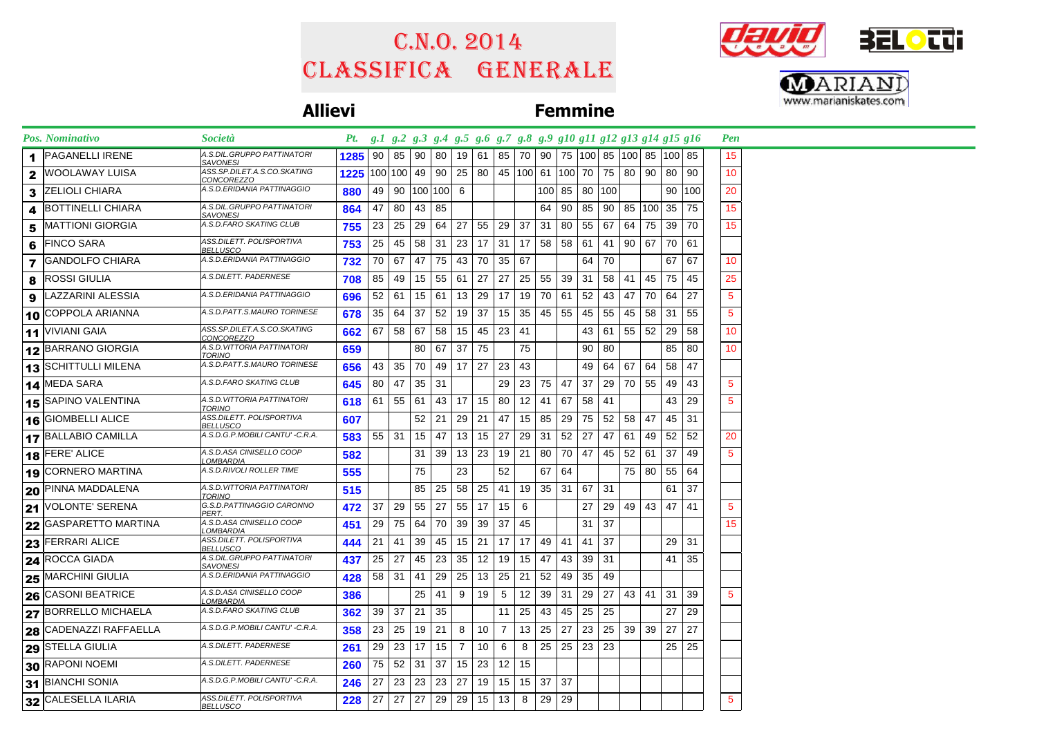# C.N.O. 2014
# Classifica Generale

**Allievi** **Femmine**

| Pos. | Nominativo | Società | Pt. | g.1 | g.2 | g.3 | g.4 | g.5 | g.6 | g.7 | g.8 | g.9 | g.10 | g.11 | g.12 | g.13 | g.14 | g.15 | g.16 | Pen |
|---|---|---|---|---|---|---|---|---|---|---|---|---|---|---|---|---|---|---|---|---|
| 1 | PAGANELLI IRENE | A.S.DIL.GRUPPO PATTINATORI SAVONESI | 1285 | 90 | 85 | 90 | 80 | 19 | 61 | 85 | 70 | 90 | 75 | 100 | 85 | 100 | 85 | 100 | 85 | 15 |
| 2 | WOOLAWAY LUISA | ASS.SP.DILET.A.S.CO.SKATING CONCOREZZO | 1225 | 100 | 100 | 49 | 90 | 25 | 80 | 45 | 100 | 61 | 100 | 70 | 75 | 80 | 90 | 80 | 90 | 10 |
| 3 | ZELIOLI CHIARA | A.S.D.ERIDANIA PATTINAGGIO | 880 | 49 | 90 | 100 | 100 | 6 | | | | 100 | 85 | 80 | 100 | | | 90 | 100 | 20 |
| 4 | BOTTINELLI CHIARA | A.S.DIL.GRUPPO PATTINATORI SAVONESI | 864 | 47 | 80 | 43 | 85 | | | | | 64 | 90 | 85 | 90 | 85 | 100 | 35 | 75 | 15 |
| 5 | MATTIONI GIORGIA | A.S.D.FARO SKATING CLUB | 755 | 23 | 25 | 29 | 64 | 27 | 55 | 29 | 37 | 31 | 80 | 55 | 67 | 64 | 75 | 39 | 70 | 15 |
| 6 | FINCO SARA | ASS.DILETT. POLISPORTIVA BELLUSCO | 753 | 25 | 45 | 58 | 31 | 23 | 17 | 31 | 17 | 58 | 58 | 61 | 41 | 90 | 67 | 70 | 61 | |
| 7 | GANDOLFO CHIARA | A.S.D.ERIDANIA PATTINAGGIO | 732 | 70 | 67 | 47 | 75 | 43 | 70 | 35 | 67 | | | 64 | 70 | | | 67 | 67 | 10 |
| 8 | ROSSI GIULIA | A.S.DILETT. PADERNESE | 708 | 85 | 49 | 15 | 55 | 61 | 27 | 27 | 25 | 55 | 39 | 31 | 58 | 41 | 45 | 75 | 45 | 25 |
| 9 | LAZZARINI ALESSIA | A.S.D.ERIDANIA PATTINAGGIO | 696 | 52 | 61 | 15 | 61 | 13 | 29 | 17 | 19 | 70 | 61 | 52 | 43 | 47 | 70 | 64 | 27 | 5 |
| 10 | COPPOLA ARIANNA | A.S.D.PATT.S.MAURO TORINESE | 678 | 35 | 64 | 37 | 52 | 19 | 37 | 15 | 35 | 45 | 55 | 45 | 55 | 45 | 58 | 31 | 55 | 5 |
| 11 | VIVIANI GAIA | ASS.SP.DILET.A.S.CO.SKATING CONCOREZZO | 662 | 67 | 58 | 67 | 58 | 15 | 45 | 23 | 41 | | | 43 | 61 | 55 | 52 | 29 | 58 | 10 |
| 12 | BARRANO GIORGIA | A.S.D.VITTORIA PATTINATORI TORINO | 659 | | | 80 | 67 | 37 | 75 | | 75 | | | 90 | 80 | | | 85 | 80 | 10 |
| 13 | SCHITTULLI MILENA | A.S.D.PATT.S.MAURO TORINESE | 656 | 43 | 35 | 70 | 49 | 17 | 27 | 23 | 43 | | | 49 | 64 | 67 | 64 | 58 | 47 | |
| 14 | MEDA SARA | A.S.D.FARO SKATING CLUB | 645 | 80 | 47 | 35 | 31 | | | 29 | 23 | 75 | 47 | 37 | 29 | 70 | 55 | 49 | 43 | 5 |
| 15 | SAPINO VALENTINA | A.S.D.VITTORIA PATTINATORI TORINO | 618 | 61 | 55 | 61 | 43 | 17 | 15 | 80 | 12 | 41 | 67 | 58 | 41 | | | 43 | 29 | 5 |
| 16 | GIOMBELLI ALICE | ASS.DILETT. POLISPORTIVA BELLUSCO | 607 | | | 52 | 21 | 29 | 21 | 47 | 15 | 85 | 29 | 75 | 52 | 58 | 47 | 45 | 31 | |
| 17 | BALLABIO CAMILLA | A.S.D.G.P.MOBILI CANTU' -C.R.A. | 583 | 55 | 31 | 15 | 47 | 13 | 15 | 27 | 29 | 31 | 52 | 27 | 47 | 61 | 49 | 52 | 52 | 20 |
| 18 | FERE' ALICE | A.S.D.ASA CINISELLO COOP LOMBARDIA | 582 | | | 31 | 39 | 13 | 23 | 19 | 21 | 80 | 70 | 47 | 45 | 52 | 61 | 37 | 49 | 5 |
| 19 | CORNERO MARTINA | A.S.D.RIVOLI ROLLER TIME | 555 | | | 75 | | 23 | | 52 | | 67 | 64 | | | 75 | 80 | 55 | 64 | |
| 20 | PINNA MADDALENA | A.S.D.VITTORIA PATTINATORI TORINO | 515 | | | 85 | 25 | 58 | 25 | 41 | 19 | 35 | 31 | 67 | 31 | | | 61 | 37 | |
| 21 | VOLONTE' SERENA | G.S.D.PATTINAGGIO CARONNO PERT. | 472 | 37 | 29 | 55 | 27 | 55 | 17 | 15 | 6 | | | 27 | 29 | 49 | 43 | 47 | 41 | 5 |
| 22 | GASPARETTO MARTINA | A.S.D.ASA CINISELLO COOP LOMBARDIA | 451 | 29 | 75 | 64 | 70 | 39 | 39 | 37 | 45 | | | 31 | 37 | | | | | 15 |
| 23 | FERRARI ALICE | ASS.DILETT. POLISPORTIVA BELLUSCO | 444 | 21 | 41 | 39 | 45 | 15 | 21 | 17 | 17 | 49 | 41 | 41 | 37 | | | 29 | 31 | |
| 24 | ROCCA GIADA | A.S.DIL.GRUPPO PATTINATORI SAVONESI | 437 | 25 | 27 | 45 | 23 | 35 | 12 | 19 | 15 | 47 | 43 | 39 | 31 | | | 41 | 35 | |
| 25 | MARCHINI GIULIA | A.S.D.ERIDANIA PATTINAGGIO | 428 | 58 | 31 | 41 | 29 | 25 | 13 | 25 | 21 | 52 | 49 | 35 | 49 | | | | | |
| 26 | CASONI BEATRICE | A.S.D.ASA CINISELLO COOP LOMBARDIA | 386 | | | 25 | 41 | 9 | 19 | 5 | 12 | 39 | 31 | 29 | 27 | 43 | 41 | 31 | 39 | 5 |
| 27 | BORRELLO MICHAELA | A.S.D.FARO SKATING CLUB | 362 | 39 | 37 | 21 | 35 | | | 11 | 25 | 43 | 45 | 25 | 25 | | | 27 | 29 | |
| 28 | CADENAZZI RAFFAELLA | A.S.D.G.P.MOBILI CANTU' -C.R.A. | 358 | 23 | 25 | 19 | 21 | 8 | 10 | 7 | 13 | 25 | 27 | 23 | 25 | 39 | 39 | 27 | 27 | |
| 29 | STELLA GIULIA | A.S.DILETT. PADERNESE | 261 | 29 | 23 | 17 | 15 | 7 | 10 | 6 | 8 | 25 | 25 | 23 | 23 | | | 25 | 25 | |
| 30 | RAPONI NOEMI | A.S.DILETT. PADERNESE | 260 | 75 | 52 | 31 | 37 | 15 | 23 | 12 | 15 | | | | | | | | | |
| 31 | BIANCHI SONIA | A.S.D.G.P.MOBILI CANTU' -C.R.A. | 246 | 27 | 23 | 23 | 23 | 27 | 19 | 15 | 15 | 37 | 37 | | | | | | | |
| 32 | CALESELLA ILARIA | ASS.DILETT. POLISPORTIVA BELLUSCO | 228 | 27 | 27 | 27 | 29 | 29 | 15 | 13 | 8 | 29 | 29 | | | | | | | 5 |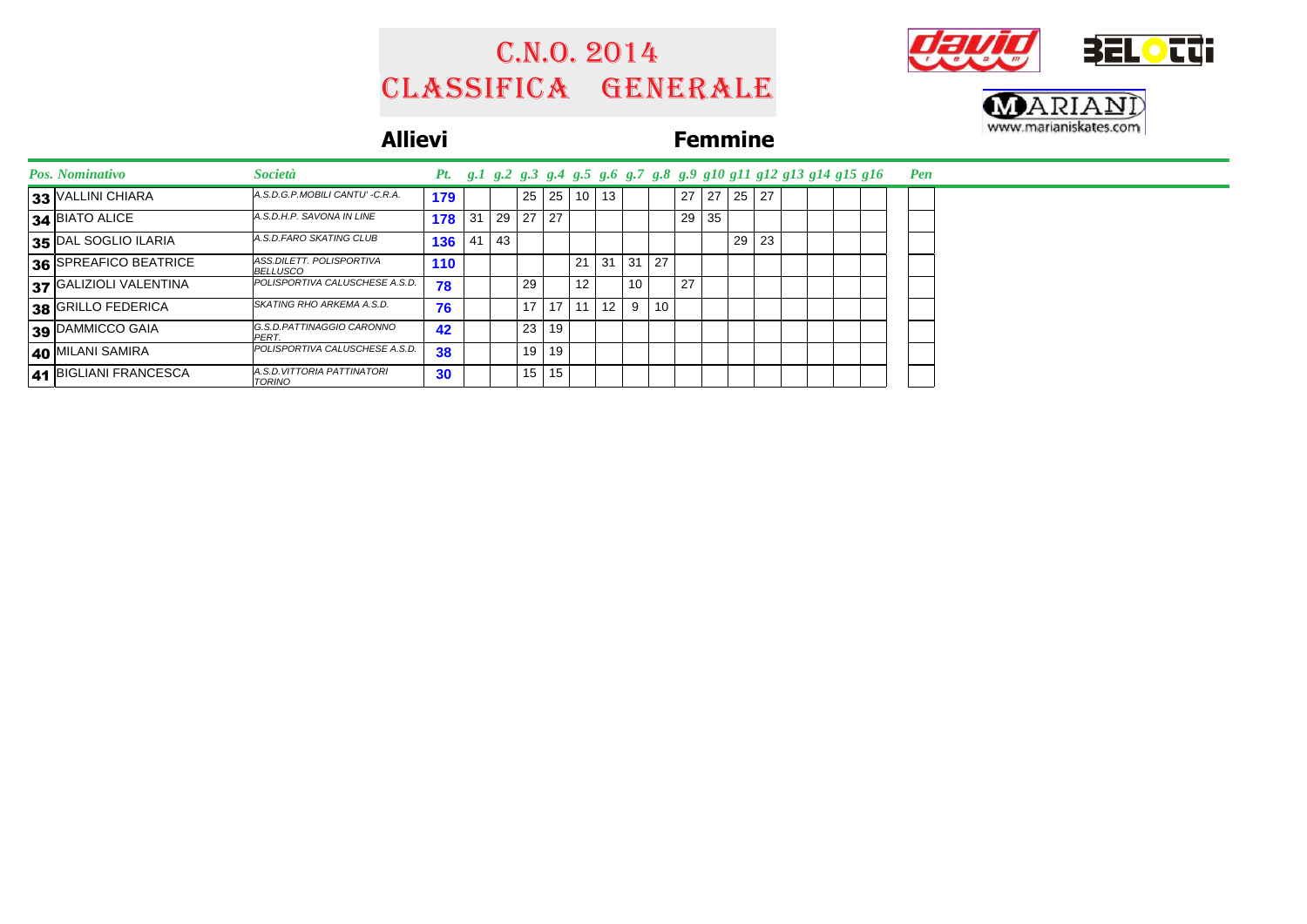# C.N.O. 2014
# Classifica Generale

**Allievi** **Femmine**

| *Pos.* | *Nominativo* | *Società* | *Pt.* | *g.1* | *g.2* | *g.3* | *g.4* | *g.5* | *g.6* | *g.7* | *g.8* | *g.9* | *g.10* | *g.11* | *g.12* | *g.13* | *g.14* | *g.15* | *g.16* | *Pen* |
|---|---|---|---|---|---|---|---|---|---|---|---|---|---|---|---|---|---|---|---|---|
| **33** | VALLINI CHIARA | *A.S.D.G.P.MOBILI CANTU' -C.R.A.* | **179** | | | 25 | 25 | 10 | 13 | | | 27 | 27 | 25 | 27 | | | | | |
| **34** | BIATO ALICE | *A.S.D.H.P. SAVONA IN LINE* | **178** | 31 | 29 | 27 | 27 | | | | | 29 | 35 | | | | | | | |
| **35** | DAL SOGLIO ILARIA | *A.S.D.FARO SKATING CLUB* | **136** | 41 | 43 | | | | | | | | | 29 | 23 | | | | | |
| **36** | SPREAFICO BEATRICE | *ASS.DILETT. POLISPORTIVA BELLUSCO* | **110** | | | | | 21 | 31 | 31 | 27 | | | | | | | | | |
| **37** | GALIZIOLI VALENTINA | *POLISPORTIVA CALUSCHESE A.S.D.* | **78** | | | 29 | | 12 | | 10 | | 27 | | | | | | | | |
| **38** | GRILLO FEDERICA | *SKATING RHO ARKEMA A.S.D.* | **76** | | | 17 | 17 | 11 | 12 | 9 | 10 | | | | | | | | | |
| **39** | DAMMICCO GAIA | *G.S.D.PATTINAGGIO CARONNO PERT.* | **42** | | | 23 | 19 | | | | | | | | | | | | | |
| **40** | MILANI SAMIRA | *POLISPORTIVA CALUSCHESE A.S.D.* | **38** | | | 19 | 19 | | | | | | | | | | | | | |
| **41** | BIGLIANI FRANCESCA | *A.S.D.VITTORIA PATTINATORI TORINO* | **30** | | | 15 | 15 | | | | | | | | | | | | | |